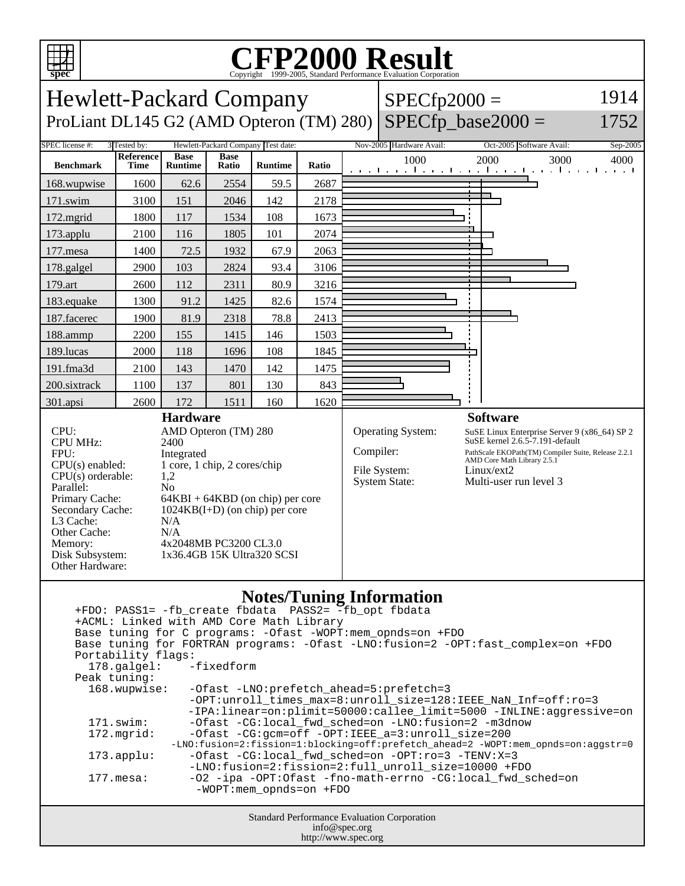# CFP2000 Result

Copyright 1999-2005, Standard Performance Evaluation Corporation

## Hewlett-Packard Company

ProLiant DL145 G2 (AMD Opteron (TM) 280)

SPECfp2000 = 1914

SPECfp_base2000 = 1752

| SPEC license #: | 3 | Tested by: | Hewlett-Packard Company | Test date: | Nov-2005 | Hardware Avail: | Oct-2005 | Software Avail: | Sep-2005 |
|---|---|---|---|---|---|---|---|---|---|

| Benchmark | Reference Time | Base Runtime | Base Ratio | Runtime | Ratio |
|---|---|---|---|---|---|
| 168.wupwise | 1600 | 62.6 | 2554 | 59.5 | 2687 |
| 171.swim | 3100 | 151 | 2046 | 142 | 2178 |
| 172.mgrid | 1800 | 117 | 1534 | 108 | 1673 |
| 173.applu | 2100 | 116 | 1805 | 101 | 2074 |
| 177.mesa | 1400 | 72.5 | 1932 | 67.9 | 2063 |
| 178.galgel | 2900 | 103 | 2824 | 93.4 | 3106 |
| 179.art | 2600 | 112 | 2311 | 80.9 | 3216 |
| 183.equake | 1300 | 91.2 | 1425 | 82.6 | 1574 |
| 187.facerec | 1900 | 81.9 | 2318 | 78.8 | 2413 |
| 188.ammp | 2200 | 155 | 1415 | 146 | 1503 |
| 189.lucas | 2000 | 118 | 1696 | 108 | 1845 |
| 191.fma3d | 2100 | 143 | 1470 | 142 | 1475 |
| 200.sixtrack | 1100 | 137 | 801 | 130 | 843 |
| 301.apsi | 2600 | 172 | 1511 | 160 | 1620 |

### Hardware

| | |
|---|---|
| CPU: | AMD Opteron (TM) 280 |
| CPU MHz: | 2400 |
| FPU: | Integrated |
| CPU(s) enabled: | 1 core, 1 chip, 2 cores/chip |
| CPU(s) orderable: | 1,2 |
| Parallel: | No |
| Primary Cache: | 64KBI + 64KBD (on chip) per core |
| Secondary Cache: | 1024KB(I+D) (on chip) per core |
| L3 Cache: | N/A |
| Other Cache: | N/A |
| Memory: | 4x2048MB PC3200 CL3.0 |
| Disk Subsystem: | 1x36.4GB 15K Ultra320 SCSI |
| Other Hardware: | |

### Software

| | |
|---|---|
| Operating System: | SuSE Linux Enterprise Server 9 (x86_64) SP 2 SuSE kernel 2.6.5-7.191-default |
| Compiler: | PathScale EKOPath(TM) Compiler Suite, Release 2.2.1 AMD Core Math Library 2.5.1 |
| File System: | Linux/ext2 |
| System State: | Multi-user run level 3 |

### Notes/Tuning Information

```
+FDO: PASS1= -fb_create fbdata  PASS2= -fb_opt fbdata
+ACML: Linked with AMD Core Math Library
Base tuning for C programs: -Ofast -WOPT:mem_opnds=on +FDO
Base tuning for FORTRAN programs: -Ofast -LNO:fusion=2 -OPT:fast_complex=on +FDO
Portability flags:
  178.galgel:    -fixedform
Peak tuning:
  168.wupwise:   -Ofast -LNO:prefetch_ahead=5:prefetch=3
                 -OPT:unroll_times_max=8:unroll_size=128:IEEE_NaN_Inf=off:ro=3
                 -IPA:linear=on:plimit=50000:callee_limit=5000 -INLINE:aggressive=on
  171.swim:      -Ofast -CG:local_fwd_sched=on -LNO:fusion=2 -m3dnow
  172.mgrid:     -Ofast -CG:gcm=off -OPT:IEEE_a=3:unroll_size=200
               -LNO:fusion=2:fission=1:blocking=off:prefetch_ahead=2 -WOPT:mem_opnds=on:aggstr=0
  173.applu:     -Ofast -CG:local_fwd_sched=on -OPT:ro=3 -TENV:X=3
                 -LNO:fusion=2:fission=2:full_unroll_size=10000 +FDO
  177.mesa:      -O2 -ipa -OPT:Ofast -fno-math-errno -CG:local_fwd_sched=on
                  -WOPT:mem_opnds=on +FDO
```

Standard Performance Evaluation Corporation
info@spec.org
http://www.spec.org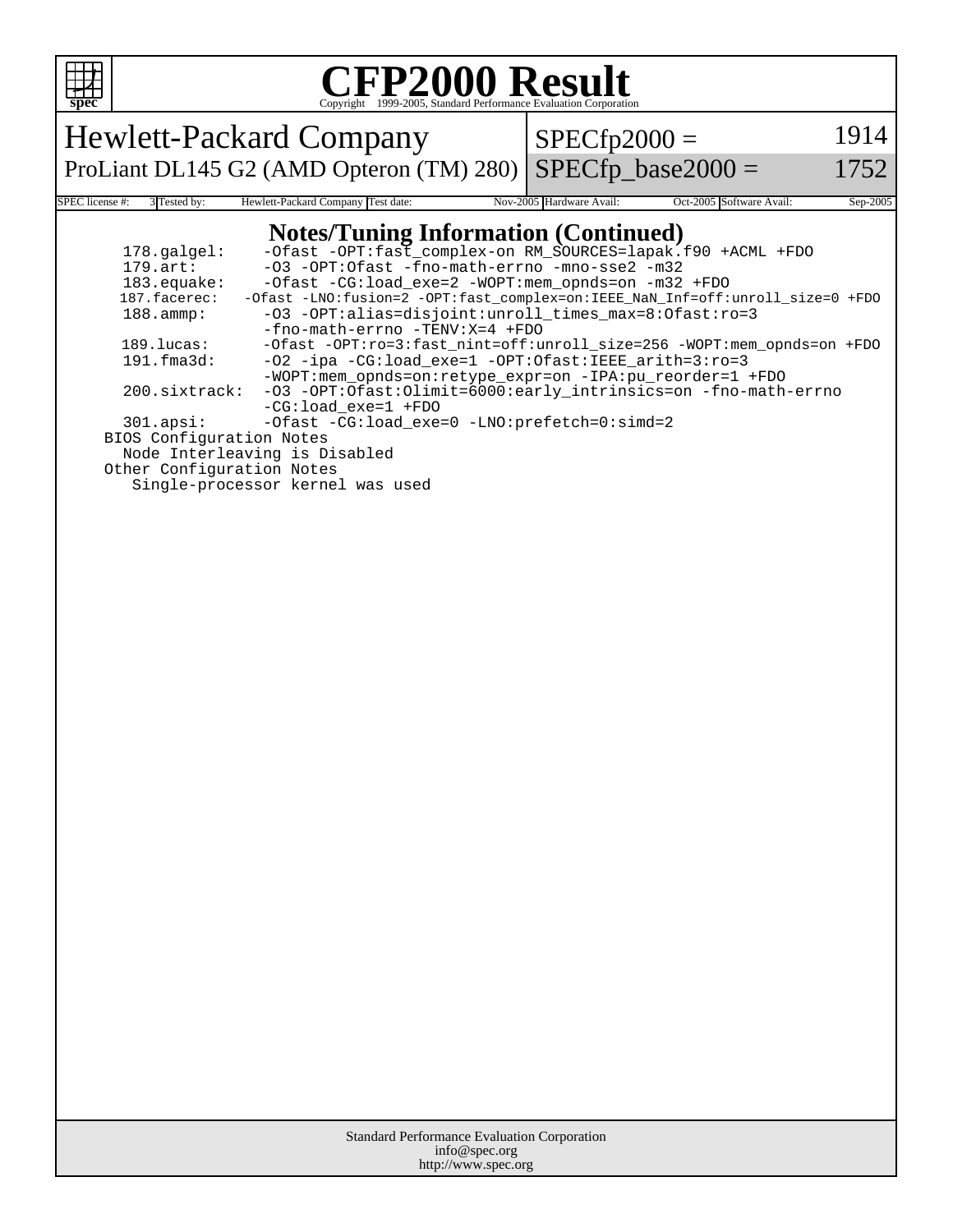# CFP2000 Result

Copyright 1999-2005, Standard Performance Evaluation Corporation

## Hewlett-Packard Company

ProLiant DL145 G2 (AMD Opteron (TM) 280)

SPECfp2000 = 1914

SPECfp_base2000 = 1752

| SPEC license #: | 3 | Tested by: | Hewlett-Packard Company | Test date: | Nov-2005 | Hardware Avail: | Oct-2005 | Software Avail: | Sep-2005 |
|---|---|---|---|---|---|---|---|---|---|

### Notes/Tuning Information (Continued)

```
     178.galgel:     -Ofast -OPT:fast_complex=on RM_SOURCES=lapak.f90 +ACML +FDO
     179.art:        -O3 -OPT:Ofast -fno-math-errno -mno-sse2 -m32
     183.equake:     -Ofast -CG:load_exe=2 -WOPT:mem_opnds=on -m32 +FDO
     187.facerec:   -Ofast -LNO:fusion=2 -OPT:fast_complex=on:IEEE_NaN_Inf=off:unroll_size=0 +FDO
     188.ammp:       -O3 -OPT:alias=disjoint:unroll_times_max=8:Ofast:ro=3
                     -fno-math-errno -TENV:X=4 +FDO
     189.lucas:      -Ofast -OPT:ro=3:fast_nint=off:unroll_size=256 -WOPT:mem_opnds=on +FDO
     191.fma3d:      -O2 -ipa -CG:load_exe=1 -OPT:Ofast:IEEE_arith=3:ro=3
                     -WOPT:mem_opnds=on:retype_expr=on -IPA:pu_reorder=1 +FDO
     200.sixtrack:   -O3 -OPT:Ofast:Olimit=6000:early_intrinsics=on -fno-math-errno
                     -CG:load_exe=1 +FDO
     301.apsi:       -Ofast -CG:load_exe=0 -LNO:prefetch=0:simd=2
   BIOS Configuration Notes
     Node Interleaving is Disabled
   Other Configuration Notes
      Single-processor kernel was used
```

Standard Performance Evaluation Corporation
info@spec.org
http://www.spec.org